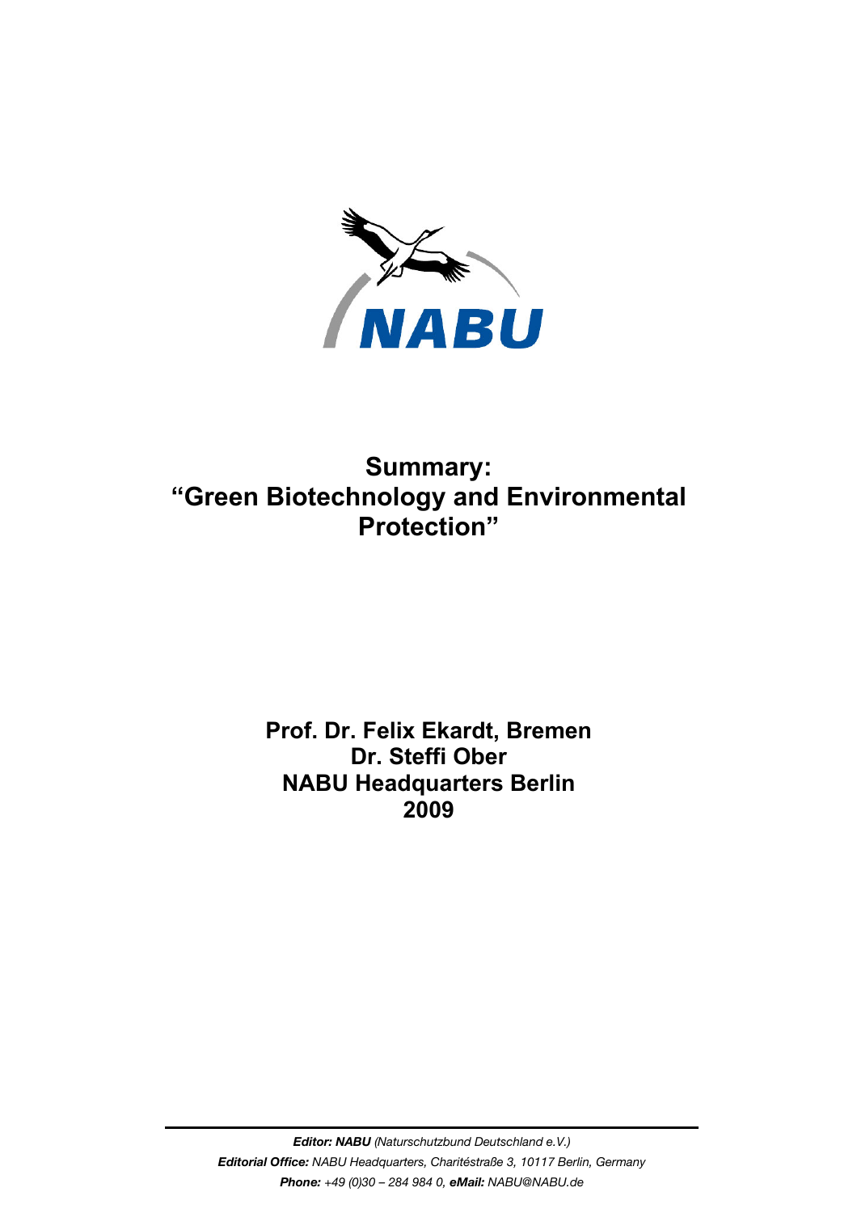# Summary: "Green Biotechnology and Environmental Protection"

**Prof. Dr. Felix Ekardt, Bremen**
**Dr. Steffi Ober**
**NABU Headquarters Berlin**
**2009**

***Editor: NABU*** *(Naturschutzbund Deutschland e.V.)*
***Editorial Office:*** *NABU Headquarters, Charitéstraße 3, 10117 Berlin, Germany*
***Phone:*** *+49 (0)30 – 284 984 0,* ***eMail:*** *NABU@NABU.de*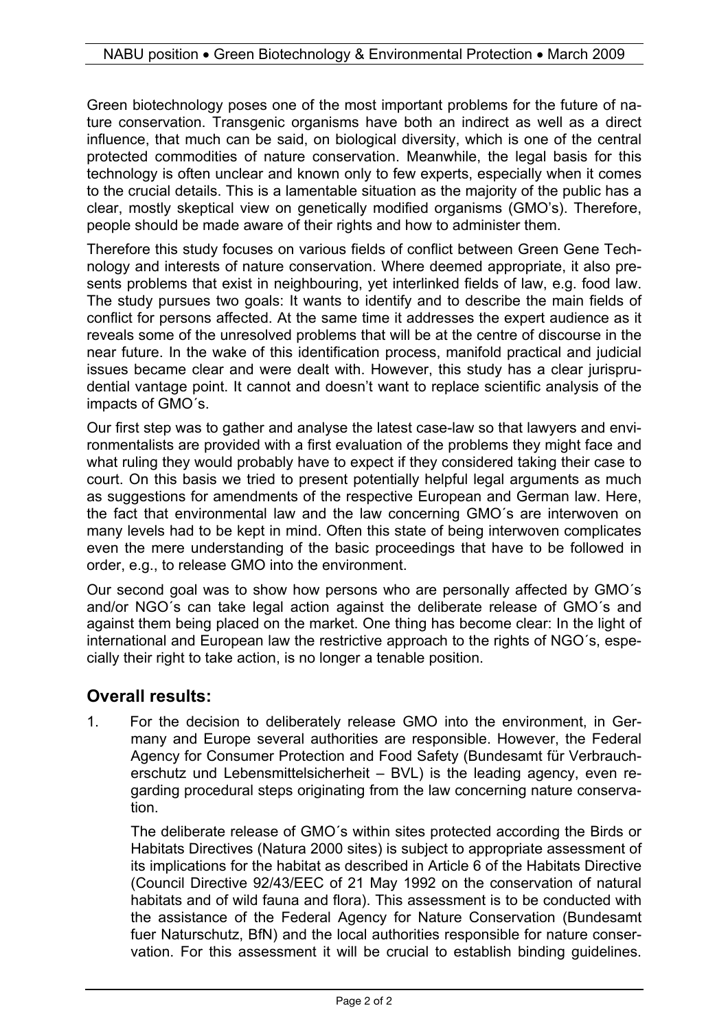Green biotechnology poses one of the most important problems for the future of nature conservation. Transgenic organisms have both an indirect as well as a direct influence, that much can be said, on biological diversity, which is one of the central protected commodities of nature conservation. Meanwhile, the legal basis for this technology is often unclear and known only to few experts, especially when it comes to the crucial details. This is a lamentable situation as the majority of the public has a clear, mostly skeptical view on genetically modified organisms (GMO's). Therefore, people should be made aware of their rights and how to administer them.

Therefore this study focuses on various fields of conflict between Green Gene Technology and interests of nature conservation. Where deemed appropriate, it also presents problems that exist in neighbouring, yet interlinked fields of law, e.g. food law. The study pursues two goals: It wants to identify and to describe the main fields of conflict for persons affected. At the same time it addresses the expert audience as it reveals some of the unresolved problems that will be at the centre of discourse in the near future. In the wake of this identification process, manifold practical and judicial issues became clear and were dealt with. However, this study has a clear jurisprudential vantage point. It cannot and doesn't want to replace scientific analysis of the impacts of GMO´s.

Our first step was to gather and analyse the latest case-law so that lawyers and environmentalists are provided with a first evaluation of the problems they might face and what ruling they would probably have to expect if they considered taking their case to court. On this basis we tried to present potentially helpful legal arguments as much as suggestions for amendments of the respective European and German law. Here, the fact that environmental law and the law concerning GMO´s are interwoven on many levels had to be kept in mind. Often this state of being interwoven complicates even the mere understanding of the basic proceedings that have to be followed in order, e.g., to release GMO into the environment.

Our second goal was to show how persons who are personally affected by GMO´s and/or NGO´s can take legal action against the deliberate release of GMO´s and against them being placed on the market. One thing has become clear: In the light of international and European law the restrictive approach to the rights of NGO´s, especially their right to take action, is no longer a tenable position.

## Overall results:

1. For the decision to deliberately release GMO into the environment, in Germany and Europe several authorities are responsible. However, the Federal Agency for Consumer Protection and Food Safety (Bundesamt für Verbraucherschutz und Lebensmittelsicherheit – BVL) is the leading agency, even regarding procedural steps originating from the law concerning nature conservation.

   The deliberate release of GMO´s within sites protected according the Birds or Habitats Directives (Natura 2000 sites) is subject to appropriate assessment of its implications for the habitat as described in Article 6 of the Habitats Directive (Council Directive 92/43/EEC of 21 May 1992 on the conservation of natural habitats and of wild fauna and flora). This assessment is to be conducted with the assistance of the Federal Agency for Nature Conservation (Bundesamt fuer Naturschutz, BfN) and the local authorities responsible for nature conservation. For this assessment it will be crucial to establish binding guidelines.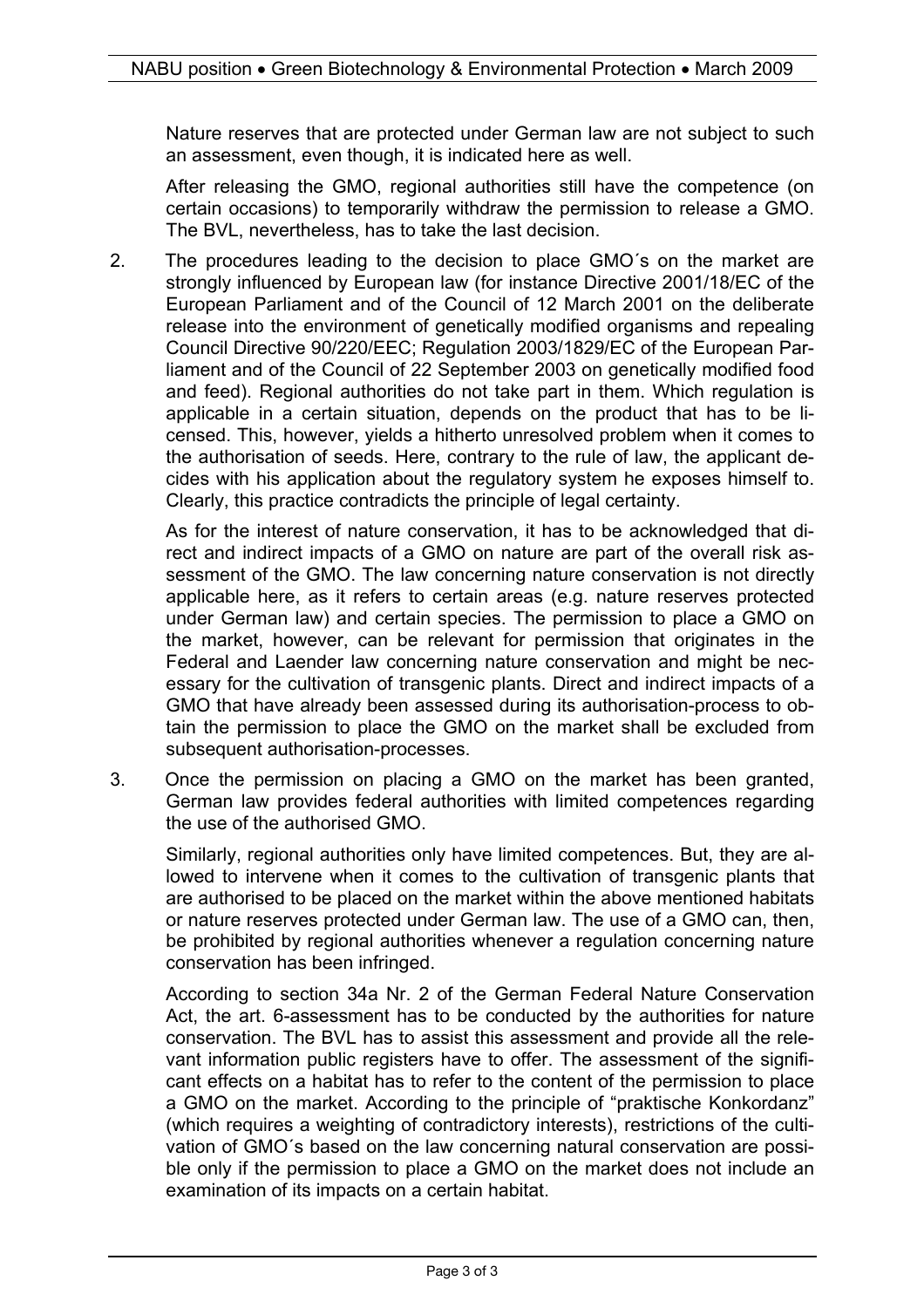Nature reserves that are protected under German law are not subject to such an assessment, even though, it is indicated here as well.

After releasing the GMO, regional authorities still have the competence (on certain occasions) to temporarily withdraw the permission to release a GMO. The BVL, nevertheless, has to take the last decision.

2. The procedures leading to the decision to place GMO´s on the market are strongly influenced by European law (for instance Directive 2001/18/EC of the European Parliament and of the Council of 12 March 2001 on the deliberate release into the environment of genetically modified organisms and repealing Council Directive 90/220/EEC; Regulation 2003/1829/EC of the European Parliament and of the Council of 22 September 2003 on genetically modified food and feed). Regional authorities do not take part in them. Which regulation is applicable in a certain situation, depends on the product that has to be licensed. This, however, yields a hitherto unresolved problem when it comes to the authorisation of seeds. Here, contrary to the rule of law, the applicant decides with his application about the regulatory system he exposes himself to. Clearly, this practice contradicts the principle of legal certainty.

   As for the interest of nature conservation, it has to be acknowledged that direct and indirect impacts of a GMO on nature are part of the overall risk assessment of the GMO. The law concerning nature conservation is not directly applicable here, as it refers to certain areas (e.g. nature reserves protected under German law) and certain species. The permission to place a GMO on the market, however, can be relevant for permission that originates in the Federal and Laender law concerning nature conservation and might be necessary for the cultivation of transgenic plants. Direct and indirect impacts of a GMO that have already been assessed during its authorisation-process to obtain the permission to place the GMO on the market shall be excluded from subsequent authorisation-processes.

3. Once the permission on placing a GMO on the market has been granted, German law provides federal authorities with limited competences regarding the use of the authorised GMO.

   Similarly, regional authorities only have limited competences. But, they are allowed to intervene when it comes to the cultivation of transgenic plants that are authorised to be placed on the market within the above mentioned habitats or nature reserves protected under German law. The use of a GMO can, then, be prohibited by regional authorities whenever a regulation concerning nature conservation has been infringed.

   According to section 34a Nr. 2 of the German Federal Nature Conservation Act, the art. 6-assessment has to be conducted by the authorities for nature conservation. The BVL has to assist this assessment and provide all the relevant information public registers have to offer. The assessment of the significant effects on a habitat has to refer to the content of the permission to place a GMO on the market. According to the principle of "praktische Konkordanz" (which requires a weighting of contradictory interests), restrictions of the cultivation of GMO´s based on the law concerning natural conservation are possible only if the permission to place a GMO on the market does not include an examination of its impacts on a certain habitat.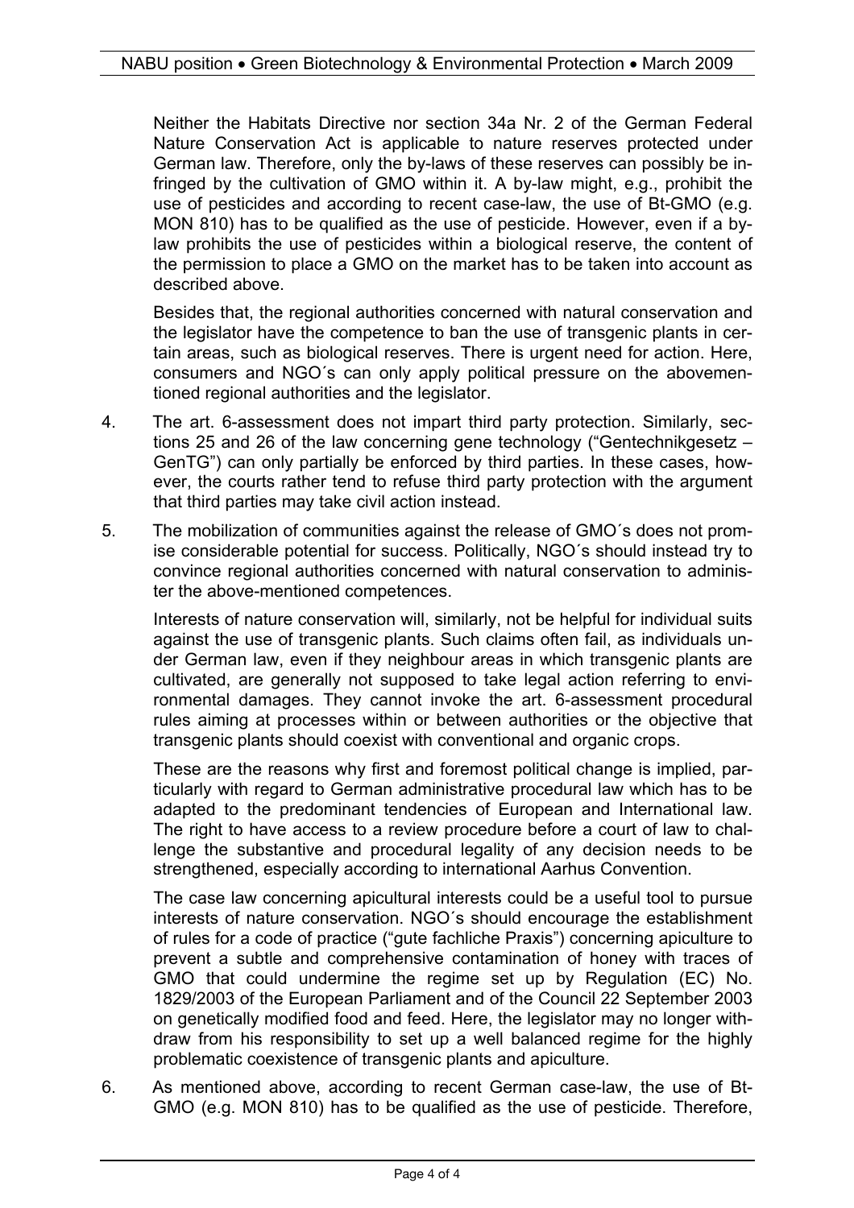Neither the Habitats Directive nor section 34a Nr. 2 of the German Federal Nature Conservation Act is applicable to nature reserves protected under German law. Therefore, only the by-laws of these reserves can possibly be infringed by the cultivation of GMO within it. A by-law might, e.g., prohibit the use of pesticides and according to recent case-law, the use of Bt-GMO (e.g. MON 810) has to be qualified as the use of pesticide. However, even if a by-law prohibits the use of pesticides within a biological reserve, the content of the permission to place a GMO on the market has to be taken into account as described above.

Besides that, the regional authorities concerned with natural conservation and the legislator have the competence to ban the use of transgenic plants in certain areas, such as biological reserves. There is urgent need for action. Here, consumers and NGO´s can only apply political pressure on the abovementioned regional authorities and the legislator.

4. The art. 6-assessment does not impart third party protection. Similarly, sections 25 and 26 of the law concerning gene technology ("Gentechnikgesetz – GenTG") can only partially be enforced by third parties. In these cases, however, the courts rather tend to refuse third party protection with the argument that third parties may take civil action instead.

5. The mobilization of communities against the release of GMO´s does not promise considerable potential for success. Politically, NGO´s should instead try to convince regional authorities concerned with natural conservation to administer the above-mentioned competences.

   Interests of nature conservation will, similarly, not be helpful for individual suits against the use of transgenic plants. Such claims often fail, as individuals under German law, even if they neighbour areas in which transgenic plants are cultivated, are generally not supposed to take legal action referring to environmental damages. They cannot invoke the art. 6-assessment procedural rules aiming at processes within or between authorities or the objective that transgenic plants should coexist with conventional and organic crops.

   These are the reasons why first and foremost political change is implied, particularly with regard to German administrative procedural law which has to be adapted to the predominant tendencies of European and International law. The right to have access to a review procedure before a court of law to challenge the substantive and procedural legality of any decision needs to be strengthened, especially according to international Aarhus Convention.

   The case law concerning apicultural interests could be a useful tool to pursue interests of nature conservation. NGO´s should encourage the establishment of rules for a code of practice ("gute fachliche Praxis") concerning apiculture to prevent a subtle and comprehensive contamination of honey with traces of GMO that could undermine the regime set up by Regulation (EC) No. 1829/2003 of the European Parliament and of the Council 22 September 2003 on genetically modified food and feed. Here, the legislator may no longer withdraw from his responsibility to set up a well balanced regime for the highly problematic coexistence of transgenic plants and apiculture.

6. As mentioned above, according to recent German case-law, the use of Bt-GMO (e.g. MON 810) has to be qualified as the use of pesticide. Therefore,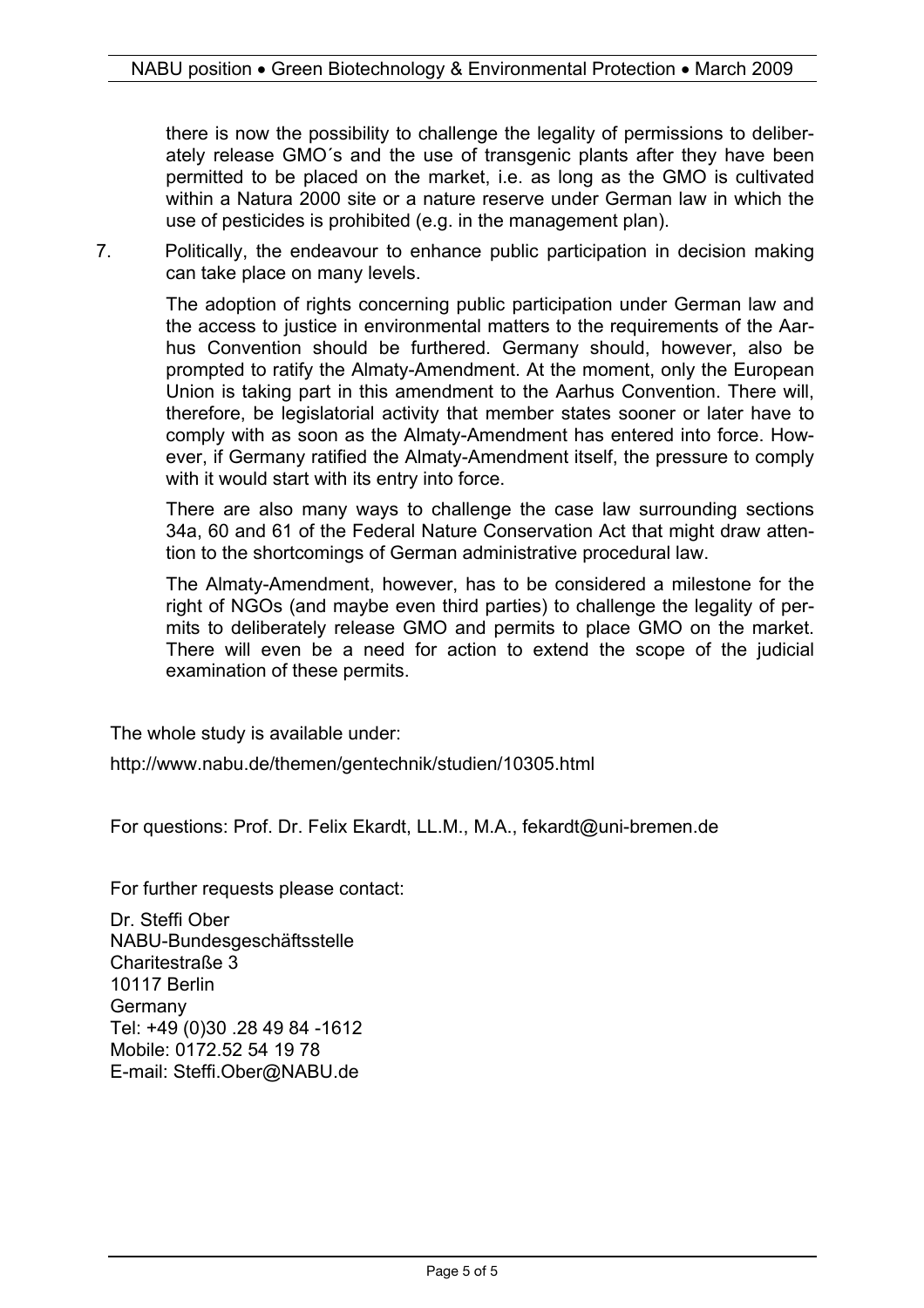there is now the possibility to challenge the legality of permissions to deliberately release GMO´s and the use of transgenic plants after they have been permitted to be placed on the market, i.e. as long as the GMO is cultivated within a Natura 2000 site or a nature reserve under German law in which the use of pesticides is prohibited (e.g. in the management plan).

7. Politically, the endeavour to enhance public participation in decision making can take place on many levels.

   The adoption of rights concerning public participation under German law and the access to justice in environmental matters to the requirements of the Aarhus Convention should be furthered. Germany should, however, also be prompted to ratify the Almaty-Amendment. At the moment, only the European Union is taking part in this amendment to the Aarhus Convention. There will, therefore, be legislatorial activity that member states sooner or later have to comply with as soon as the Almaty-Amendment has entered into force. However, if Germany ratified the Almaty-Amendment itself, the pressure to comply with it would start with its entry into force.

   There are also many ways to challenge the case law surrounding sections 34a, 60 and 61 of the Federal Nature Conservation Act that might draw attention to the shortcomings of German administrative procedural law.

   The Almaty-Amendment, however, has to be considered a milestone for the right of NGOs (and maybe even third parties) to challenge the legality of permits to deliberately release GMO and permits to place GMO on the market. There will even be a need for action to extend the scope of the judicial examination of these permits.

The whole study is available under:

http://www.nabu.de/themen/gentechnik/studien/10305.html

For questions: Prof. Dr. Felix Ekardt, LL.M., M.A., fekardt@uni-bremen.de

For further requests please contact:

Dr. Steffi Ober
NABU-Bundesgeschäftsstelle
Charitestraße 3
10117 Berlin
Germany
Tel: +49 (0)30 .28 49 84 -1612
Mobile: 0172.52 54 19 78
E-mail: Steffi.Ober@NABU.de